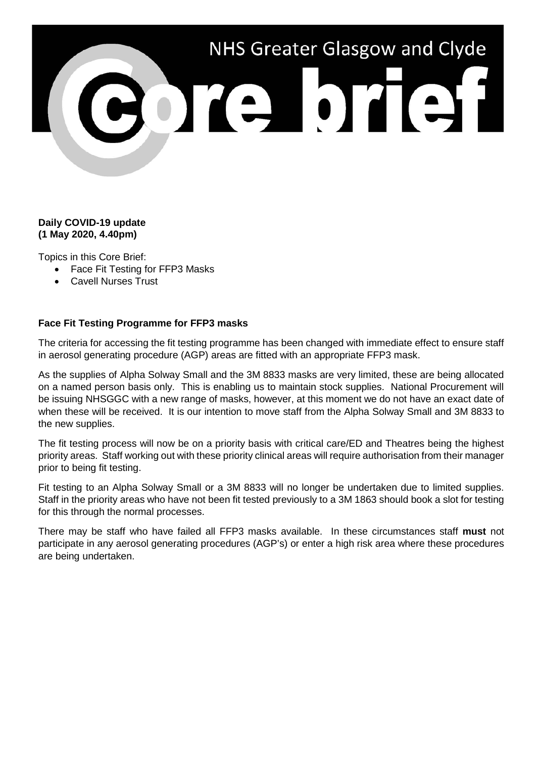# NHS Greater Glasgow and Clyde
# Core brief

**Daily COVID-19 update**
**(1 May 2020, 4.40pm)**

Topics in this Core Brief:

- Face Fit Testing for FFP3 Masks
- Cavell Nurses Trust

**Face Fit Testing Programme for FFP3 masks**

The criteria for accessing the fit testing programme has been changed with immediate effect to ensure staff in aerosol generating procedure (AGP) areas are fitted with an appropriate FFP3 mask.

As the supplies of Alpha Solway Small and the 3M 8833 masks are very limited, these are being allocated on a named person basis only. This is enabling us to maintain stock supplies. National Procurement will be issuing NHSGGC with a new range of masks, however, at this moment we do not have an exact date of when these will be received. It is our intention to move staff from the Alpha Solway Small and 3M 8833 to the new supplies.

The fit testing process will now be on a priority basis with critical care/ED and Theatres being the highest priority areas. Staff working out with these priority clinical areas will require authorisation from their manager prior to being fit testing.

Fit testing to an Alpha Solway Small or a 3M 8833 will no longer be undertaken due to limited supplies. Staff in the priority areas who have not been fit tested previously to a 3M 1863 should book a slot for testing for this through the normal processes.

There may be staff who have failed all FFP3 masks available. In these circumstances staff **must** not participate in any aerosol generating procedures (AGP's) or enter a high risk area where these procedures are being undertaken.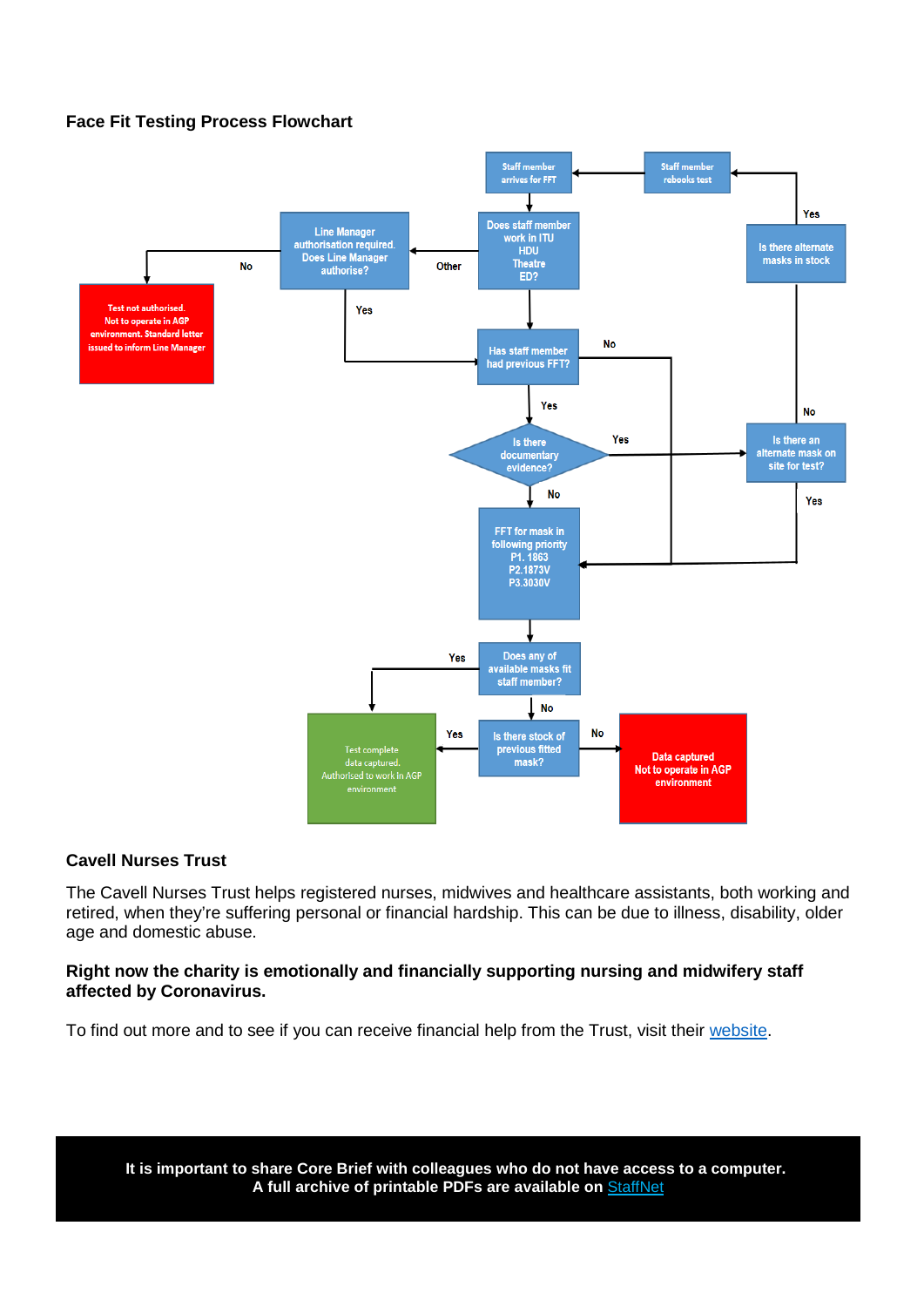**Face Fit Testing Process Flowchart**

Staff member arrives for FFT

Staff member rebooks test

Does staff member work in ITU HDU Theatre ED?

Other

Line Manager authorisation required. Does Line Manager authorise?

No

Test not authorised. Not to operate in AGP environment. Standard letter issued to inform Line Manager

Yes

Has staff member had previous FFT?

No

Yes

Is there documentary evidence?

Yes

No

FFT for mask in following priority P1. 1863 P2.1873V P3.3030V

Is there alternate masks in stock

Yes

No

Is there an alternate mask on site for test?

Yes

Does any of available masks fit staff member?

Yes

No

Test complete data captured. Authorised to work in AGP environment

Is there stock of previous fitted mask?

Yes

No

Data captured Not to operate in AGP environment

## Cavell Nurses Trust

The Cavell Nurses Trust helps registered nurses, midwives and healthcare assistants, both working and retired, when they're suffering personal or financial hardship. This can be due to illness, disability, older age and domestic abuse.

**Right now the charity is emotionally and financially supporting nursing and midwifery staff affected by Coronavirus.**

To find out more and to see if you can receive financial help from the Trust, visit their website.

**It is important to share Core Brief with colleagues who do not have access to a computer. A full archive of printable PDFs are available on StaffNet**